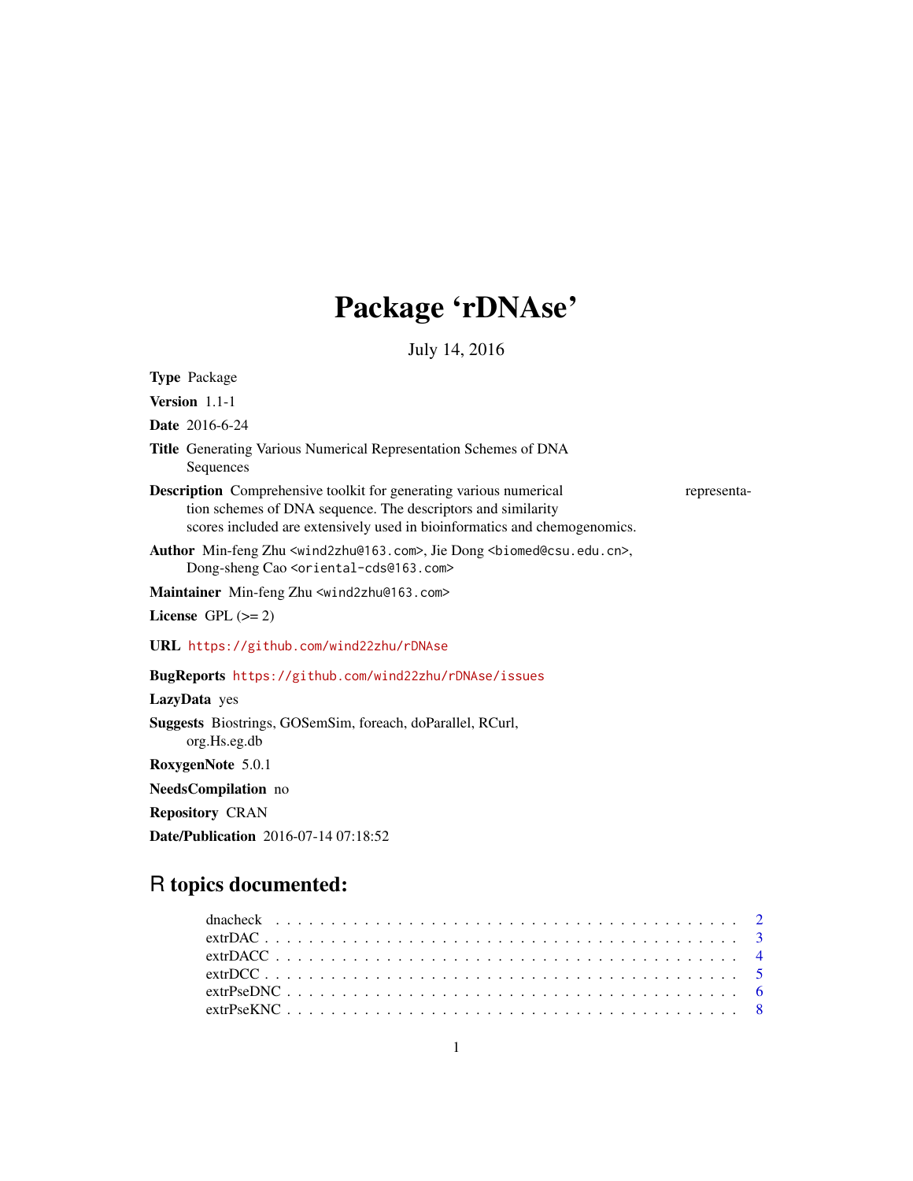# Package 'rDNAse'

July 14, 2016

**Type** Package

**Version** 1.1-1

**Date** 2016-6-24

**Title** Generating Various Numerical Representation Schemes of DNA Sequences

**Description** Comprehensive toolkit for generating various numerical representation schemes of DNA sequence. The descriptors and similarity scores included are extensively used in bioinformatics and chemogenomics.

**Author** Min-feng Zhu <wind2zhu@163.com>, Jie Dong <biomed@csu.edu.cn>, Dong-sheng Cao <oriental-cds@163.com>

**Maintainer** Min-feng Zhu <wind2zhu@163.com>

**License** GPL (>= 2)

**URL** https://github.com/wind22zhu/rDNAse

**BugReports** https://github.com/wind22zhu/rDNAse/issues

**LazyData** yes

**Suggests** Biostrings, GOSemSim, foreach, doParallel, RCurl, org.Hs.eg.db

**RoxygenNote** 5.0.1

**NeedsCompilation** no

**Repository** CRAN

**Date/Publication** 2016-07-14 07:18:52

## R topics documented:

- dnacheck . . . . . . . . . . . . . . . . . . . . . . . . . . . . . . . . . . . . . . . . 2
- extrDAC . . . . . . . . . . . . . . . . . . . . . . . . . . . . . . . . . . . . . . . . 3
- extrDACC . . . . . . . . . . . . . . . . . . . . . . . . . . . . . . . . . . . . . . . 4
- extrDCC . . . . . . . . . . . . . . . . . . . . . . . . . . . . . . . . . . . . . . . . 5
- extrPseDNC . . . . . . . . . . . . . . . . . . . . . . . . . . . . . . . . . . . . . . 6
- extrPseKNC . . . . . . . . . . . . . . . . . . . . . . . . . . . . . . . . . . . . . . 8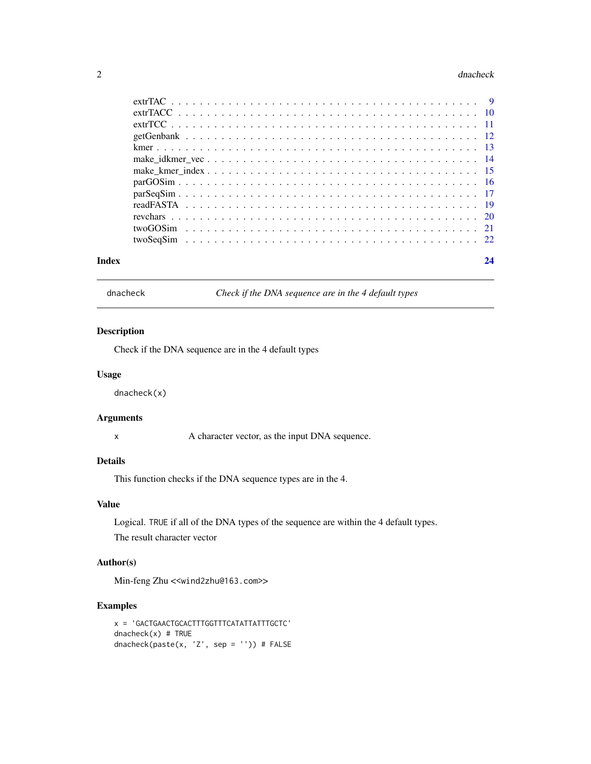extrTAC . . . . . . . . . . . . . . . . . . . . . . . . . . . . . . . . . . . . . . 9
extrTACC . . . . . . . . . . . . . . . . . . . . . . . . . . . . . . . . . . . . . 10
extrTCC . . . . . . . . . . . . . . . . . . . . . . . . . . . . . . . . . . . . . . 11
getGenbank . . . . . . . . . . . . . . . . . . . . . . . . . . . . . . . . . . . . 12
kmer . . . . . . . . . . . . . . . . . . . . . . . . . . . . . . . . . . . . . . . . 13
make_idkmer_vec . . . . . . . . . . . . . . . . . . . . . . . . . . . . . . . . . 14
make_kmer_index . . . . . . . . . . . . . . . . . . . . . . . . . . . . . . . . . 15
parGOSim . . . . . . . . . . . . . . . . . . . . . . . . . . . . . . . . . . . . . 16
parSeqSim . . . . . . . . . . . . . . . . . . . . . . . . . . . . . . . . . . . . . 17
readFASTA . . . . . . . . . . . . . . . . . . . . . . . . . . . . . . . . . . . . 19
revchars . . . . . . . . . . . . . . . . . . . . . . . . . . . . . . . . . . . . . . 20
twoGOSim . . . . . . . . . . . . . . . . . . . . . . . . . . . . . . . . . . . . . 21
twoSeqSim . . . . . . . . . . . . . . . . . . . . . . . . . . . . . . . . . . . . . 22

**Index** **24**

---

`dnacheck` *Check if the DNA sequence are in the 4 default types*

---

## Description

Check if the DNA sequence are in the 4 default types

## Usage

```
dnacheck(x)
```

## Arguments

`x` A character vector, as the input DNA sequence.

## Details

This function checks if the DNA sequence types are in the 4.

## Value

Logical. `TRUE` if all of the DNA types of the sequence are within the 4 default types.

The result character vector

## Author(s)

Min-feng Zhu <<wind2zhu@163.com>>

## Examples

```
x = 'GACTGAACTGCACTTTGGTTTCATATTATTTGCTC'
dnacheck(x) # TRUE
dnacheck(paste(x, 'Z', sep = '')) # FALSE
```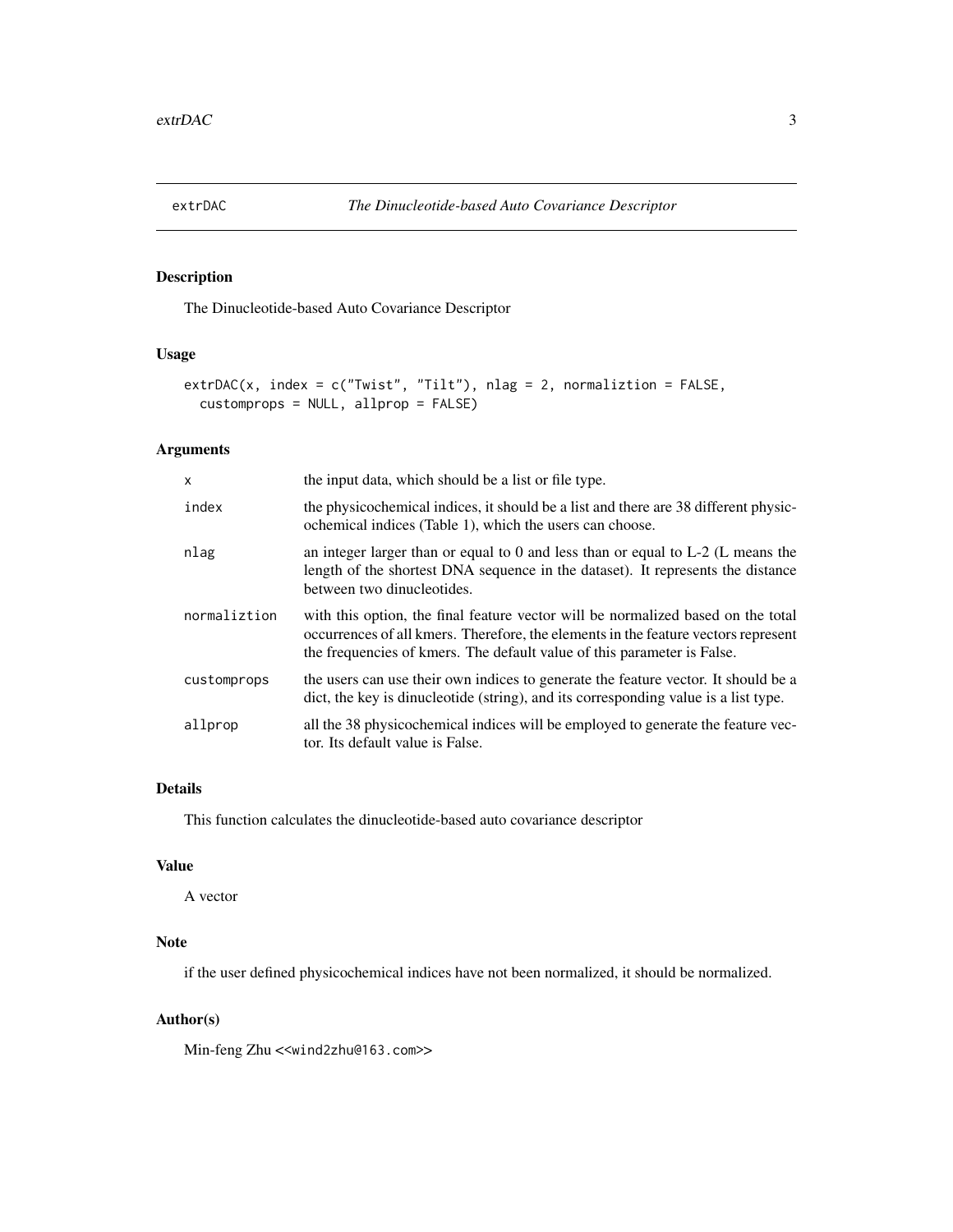# extrDAC — *The Dinucleotide-based Auto Covariance Descriptor*

## Description

The Dinucleotide-based Auto Covariance Descriptor

## Usage

```
extrDAC(x, index = c("Twist", "Tilt"), nlag = 2, normaliztion = FALSE,
  customprops = NULL, allprop = FALSE)
```

## Arguments

| | |
|---|---|
| x | the input data, which should be a list or file type. |
| index | the physicochemical indices, it should be a list and there are 38 different physicochemical indices (Table 1), which the users can choose. |
| nlag | an integer larger than or equal to 0 and less than or equal to L-2 (L means the length of the shortest DNA sequence in the dataset). It represents the distance between two dinucleotides. |
| normaliztion | with this option, the final feature vector will be normalized based on the total occurrences of all kmers. Therefore, the elements in the feature vectors represent the frequencies of kmers. The default value of this parameter is False. |
| customprops | the users can use their own indices to generate the feature vector. It should be a dict, the key is dinucleotide (string), and its corresponding value is a list type. |
| allprop | all the 38 physicochemical indices will be employed to generate the feature vector. Its default value is False. |

## Details

This function calculates the dinucleotide-based auto covariance descriptor

## Value

A vector

## Note

if the user defined physicochemical indices have not been normalized, it should be normalized.

## Author(s)

Min-feng Zhu <<wind2zhu@163.com>>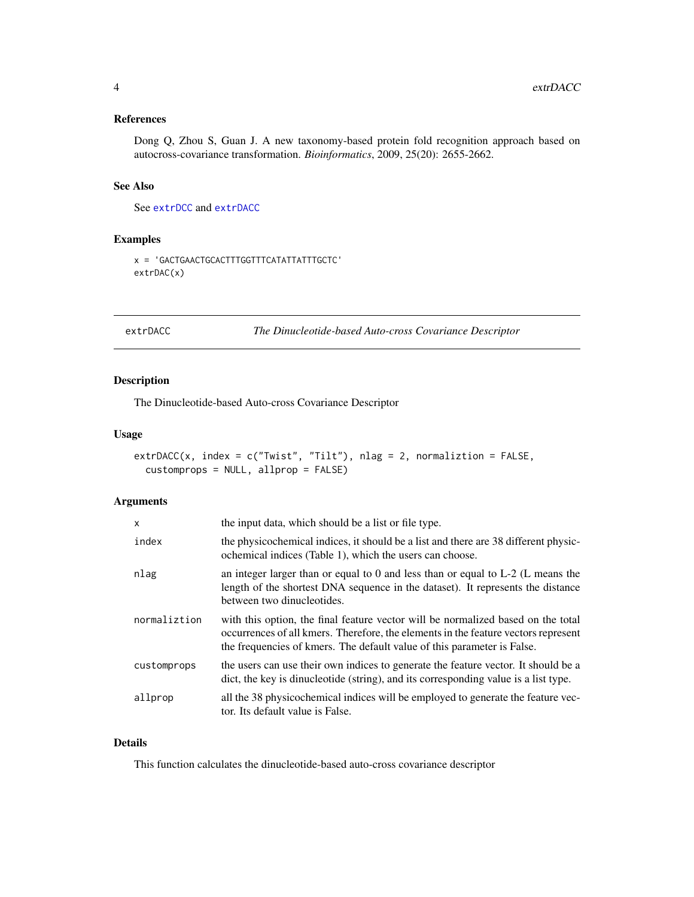### References

Dong Q, Zhou S, Guan J. A new taxonomy-based protein fold recognition approach based on autocross-covariance transformation. *Bioinformatics*, 2009, 25(20): 2655-2662.

### See Also

See `extrDCC` and `extrDACC`

### Examples

```
x = 'GACTGAACTGCACTTTGGTTTCATATTATTTGCTC'
extrDAC(x)
```

---

## extrDACC — *The Dinucleotide-based Auto-cross Covariance Descriptor*

---

### Description

The Dinucleotide-based Auto-cross Covariance Descriptor

### Usage

```
extrDACC(x, index = c("Twist", "Tilt"), nlag = 2, normaliztion = FALSE,
  customprops = NULL, allprop = FALSE)
```

### Arguments

| | |
|---|---|
| `x` | the input data, which should be a list or file type. |
| `index` | the physicochemical indices, it should be a list and there are 38 different physicochemical indices (Table 1), which the users can choose. |
| `nlag` | an integer larger than or equal to 0 and less than or equal to L-2 (L means the length of the shortest DNA sequence in the dataset). It represents the distance between two dinucleotides. |
| `normaliztion` | with this option, the final feature vector will be normalized based on the total occurrences of all kmers. Therefore, the elements in the feature vectors represent the frequencies of kmers. The default value of this parameter is False. |
| `customprops` | the users can use their own indices to generate the feature vector. It should be a dict, the key is dinucleotide (string), and its corresponding value is a list type. |
| `allprop` | all the 38 physicochemical indices will be employed to generate the feature vector. Its default value is False. |

### Details

This function calculates the dinucleotide-based auto-cross covariance descriptor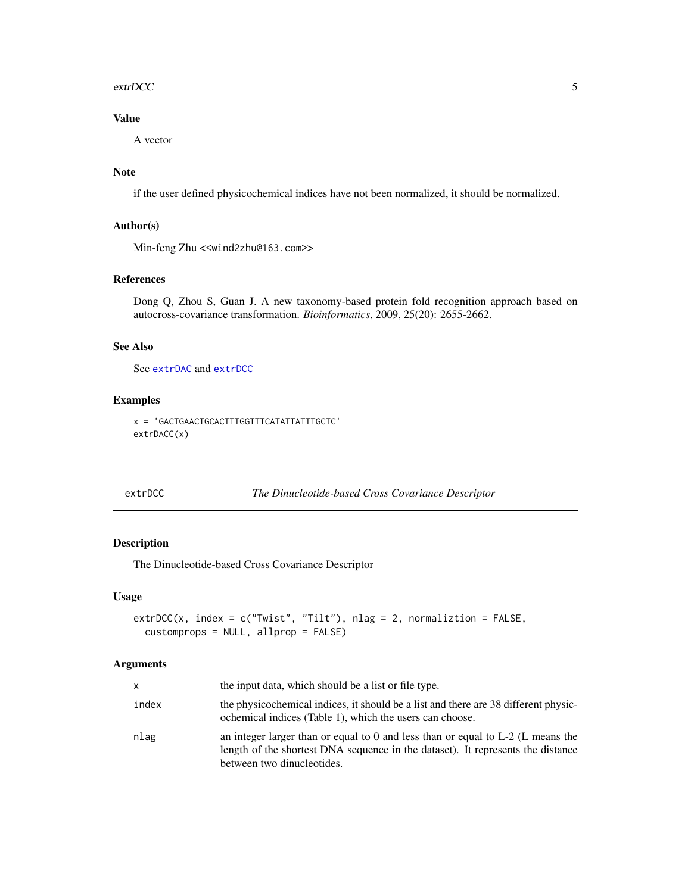## Value

A vector

## Note

if the user defined physicochemical indices have not been normalized, it should be normalized.

## Author(s)

Min-feng Zhu <<wind2zhu@163.com>>

## References

Dong Q, Zhou S, Guan J. A new taxonomy-based protein fold recognition approach based on autocross-covariance transformation. *Bioinformatics*, 2009, 25(20): 2655-2662.

## See Also

See extrDAC and extrDCC

## Examples

```
x = 'GACTGAACTGCACTTTGGTTTCATATTATTTGCTC'
extrDACC(x)
```

---

# extrDCC — *The Dinucleotide-based Cross Covariance Descriptor*

---

## Description

The Dinucleotide-based Cross Covariance Descriptor

## Usage

```
extrDCC(x, index = c("Twist", "Tilt"), nlag = 2, normaliztion = FALSE,
  customprops = NULL, allprop = FALSE)
```

## Arguments

| | |
|---|---|
| x | the input data, which should be a list or file type. |
| index | the physicochemical indices, it should be a list and there are 38 different physicochemical indices (Table 1), which the users can choose. |
| nlag | an integer larger than or equal to 0 and less than or equal to L-2 (L means the length of the shortest DNA sequence in the dataset). It represents the distance between two dinucleotides. |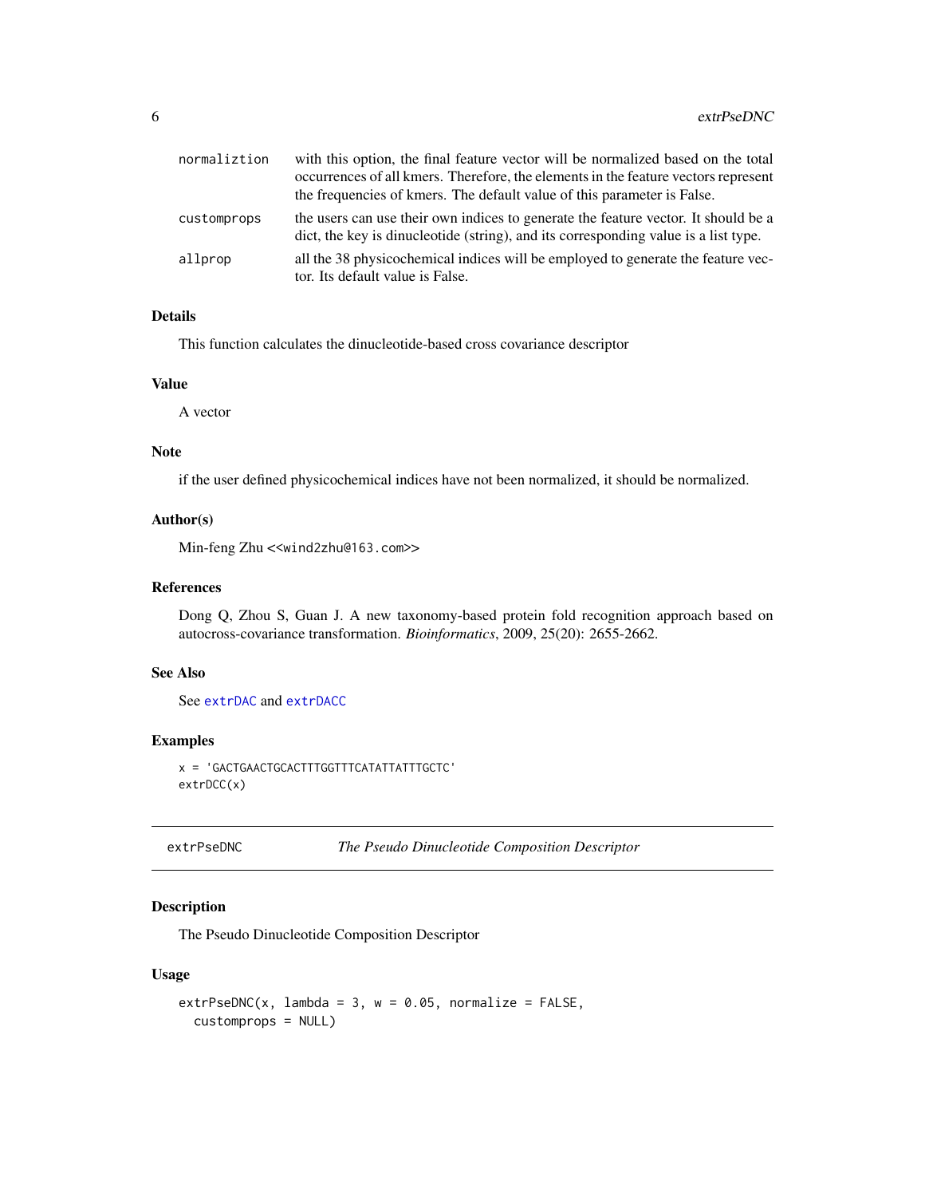| | |
|---|---|
| normaliztion | with this option, the final feature vector will be normalized based on the total occurrences of all kmers. Therefore, the elements in the feature vectors represent the frequencies of kmers. The default value of this parameter is False. |
| customprops | the users can use their own indices to generate the feature vector. It should be a dict, the key is dinucleotide (string), and its corresponding value is a list type. |
| allprop | all the 38 physicochemical indices will be employed to generate the feature vector. Its default value is False. |

### Details

This function calculates the dinucleotide-based cross covariance descriptor

### Value

A vector

### Note

if the user defined physicochemical indices have not been normalized, it should be normalized.

### Author(s)

Min-feng Zhu <<wind2zhu@163.com>>

### References

Dong Q, Zhou S, Guan J. A new taxonomy-based protein fold recognition approach based on autocross-covariance transformation. *Bioinformatics*, 2009, 25(20): 2655-2662.

### See Also

See extrDAC and extrDACC

### Examples

```
x = 'GACTGAACTGCACTTTGGTTTCATATTATTTGCTC'
extrDCC(x)
```

---

## extrPseDNC — *The Pseudo Dinucleotide Composition Descriptor*

### Description

The Pseudo Dinucleotide Composition Descriptor

### Usage

```
extrPseDNC(x, lambda = 3, w = 0.05, normalize = FALSE,
  customprops = NULL)
```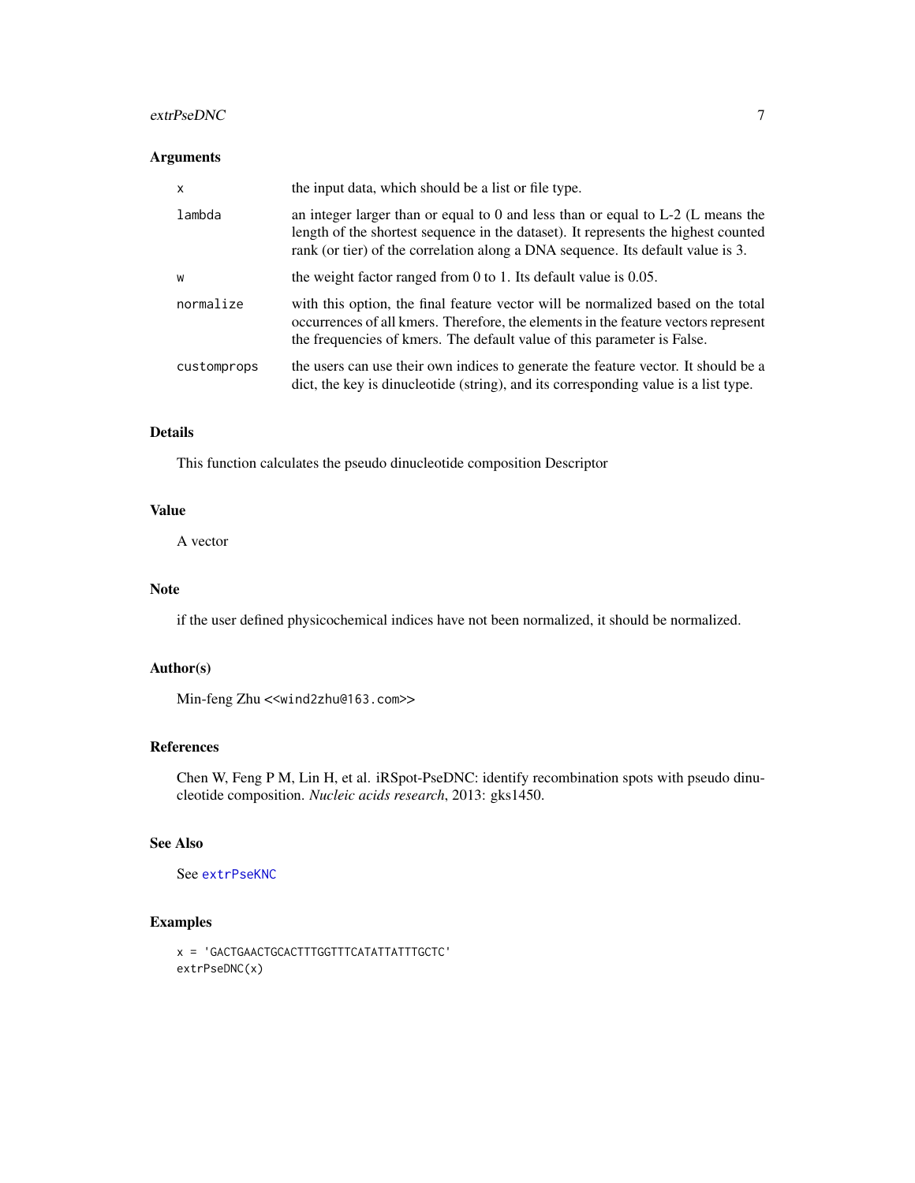### Arguments

| | |
|---|---|
| x | the input data, which should be a list or file type. |
| lambda | an integer larger than or equal to 0 and less than or equal to L-2 (L means the length of the shortest sequence in the dataset). It represents the highest counted rank (or tier) of the correlation along a DNA sequence. Its default value is 3. |
| w | the weight factor ranged from 0 to 1. Its default value is 0.05. |
| normalize | with this option, the final feature vector will be normalized based on the total occurrences of all kmers. Therefore, the elements in the feature vectors represent the frequencies of kmers. The default value of this parameter is False. |
| customprops | the users can use their own indices to generate the feature vector. It should be a dict, the key is dinucleotide (string), and its corresponding value is a list type. |

### Details

This function calculates the pseudo dinucleotide composition Descriptor

### Value

A vector

### Note

if the user defined physicochemical indices have not been normalized, it should be normalized.

### Author(s)

Min-feng Zhu <<wind2zhu@163.com>>

### References

Chen W, Feng P M, Lin H, et al. iRSpot-PseDNC: identify recombination spots with pseudo dinucleotide composition. *Nucleic acids research*, 2013: gks1450.

### See Also

See extrPseKNC

### Examples

```
x = 'GACTGAACTGCACTTTGGTTTCATATTATTTGCTC'
extrPseDNC(x)
```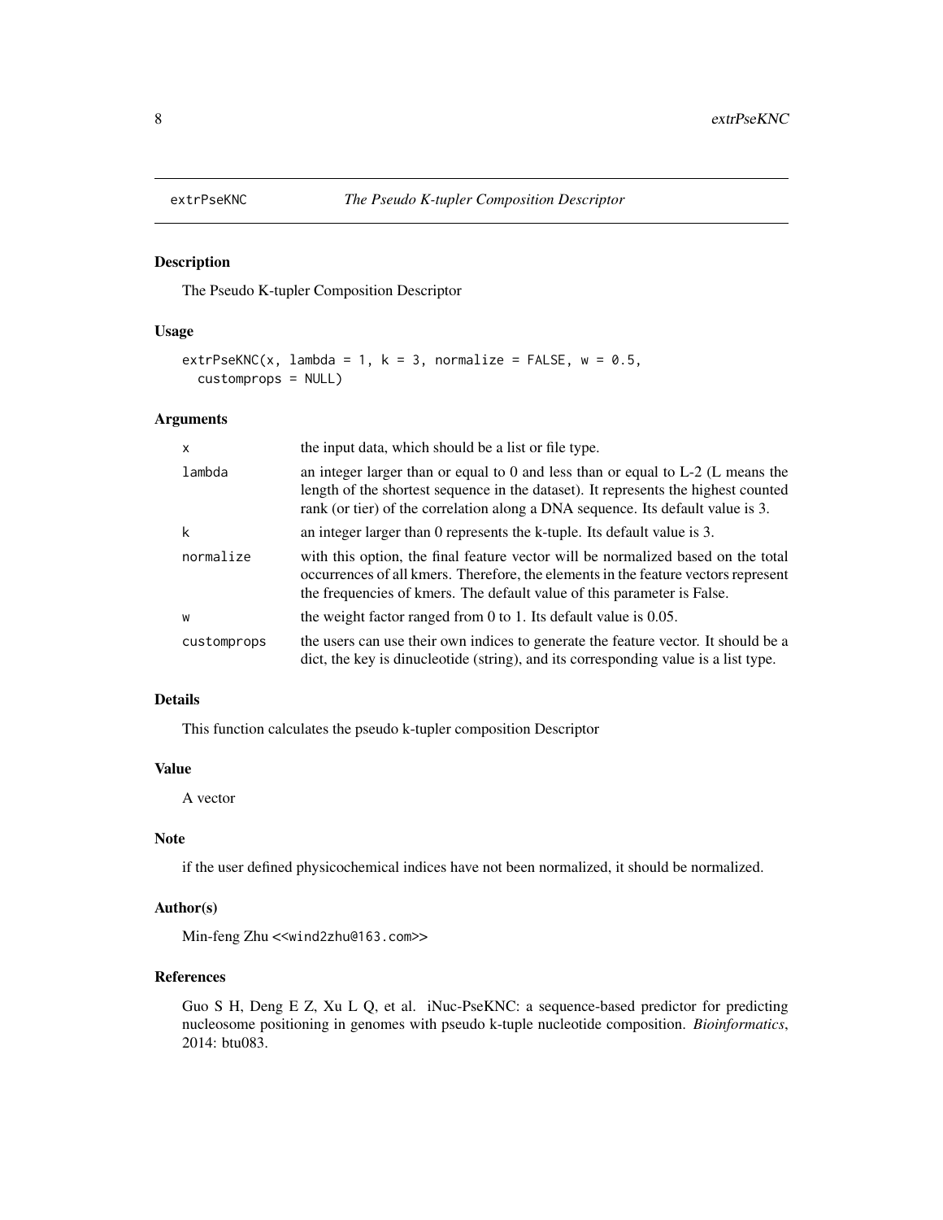extrPseKNC *The Pseudo K-tupler Composition Descriptor*

## Description

The Pseudo K-tupler Composition Descriptor

## Usage

```
extrPseKNC(x, lambda = 1, k = 3, normalize = FALSE, w = 0.5,
  customprops = NULL)
```

## Arguments

| | |
|---|---|
| x | the input data, which should be a list or file type. |
| lambda | an integer larger than or equal to 0 and less than or equal to L-2 (L means the length of the shortest sequence in the dataset). It represents the highest counted rank (or tier) of the correlation along a DNA sequence. Its default value is 3. |
| k | an integer larger than 0 represents the k-tuple. Its default value is 3. |
| normalize | with this option, the final feature vector will be normalized based on the total occurrences of all kmers. Therefore, the elements in the feature vectors represent the frequencies of kmers. The default value of this parameter is False. |
| w | the weight factor ranged from 0 to 1. Its default value is 0.05. |
| customprops | the users can use their own indices to generate the feature vector. It should be a dict, the key is dinucleotide (string), and its corresponding value is a list type. |

## Details

This function calculates the pseudo k-tupler composition Descriptor

## Value

A vector

## Note

if the user defined physicochemical indices have not been normalized, it should be normalized.

## Author(s)

Min-feng Zhu <<wind2zhu@163.com>>

## References

Guo S H, Deng E Z, Xu L Q, et al. iNuc-PseKNC: a sequence-based predictor for predicting nucleosome positioning in genomes with pseudo k-tuple nucleotide composition. *Bioinformatics*, 2014: btu083.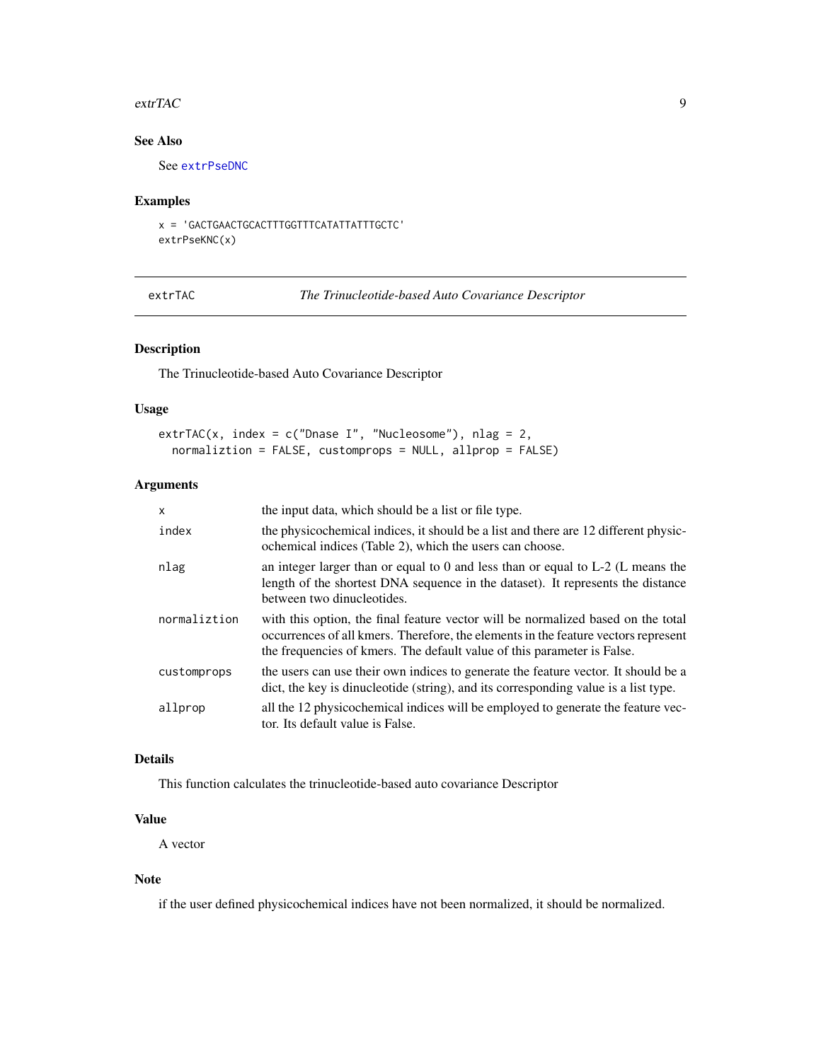### See Also

See `extrPseDNC`

### Examples

```
x = 'GACTGAACTGCACTTTGGTTTCATATTATTTGCTC'
extrPseKNC(x)
```

---

## extrTAC — *The Trinucleotide-based Auto Covariance Descriptor*

---

### Description

The Trinucleotide-based Auto Covariance Descriptor

### Usage

```
extrTAC(x, index = c("Dnase I", "Nucleosome"), nlag = 2,
  normaliztion = FALSE, customprops = NULL, allprop = FALSE)
```

### Arguments

| | |
|---|---|
| `x` | the input data, which should be a list or file type. |
| `index` | the physicochemical indices, it should be a list and there are 12 different physicochemical indices (Table 2), which the users can choose. |
| `nlag` | an integer larger than or equal to 0 and less than or equal to L-2 (L means the length of the shortest DNA sequence in the dataset). It represents the distance between two dinucleotides. |
| `normaliztion` | with this option, the final feature vector will be normalized based on the total occurrences of all kmers. Therefore, the elements in the feature vectors represent the frequencies of kmers. The default value of this parameter is False. |
| `customprops` | the users can use their own indices to generate the feature vector. It should be a dict, the key is dinucleotide (string), and its corresponding value is a list type. |
| `allprop` | all the 12 physicochemical indices will be employed to generate the feature vector. Its default value is False. |

### Details

This function calculates the trinucleotide-based auto covariance Descriptor

### Value

A vector

### Note

if the user defined physicochemical indices have not been normalized, it should be normalized.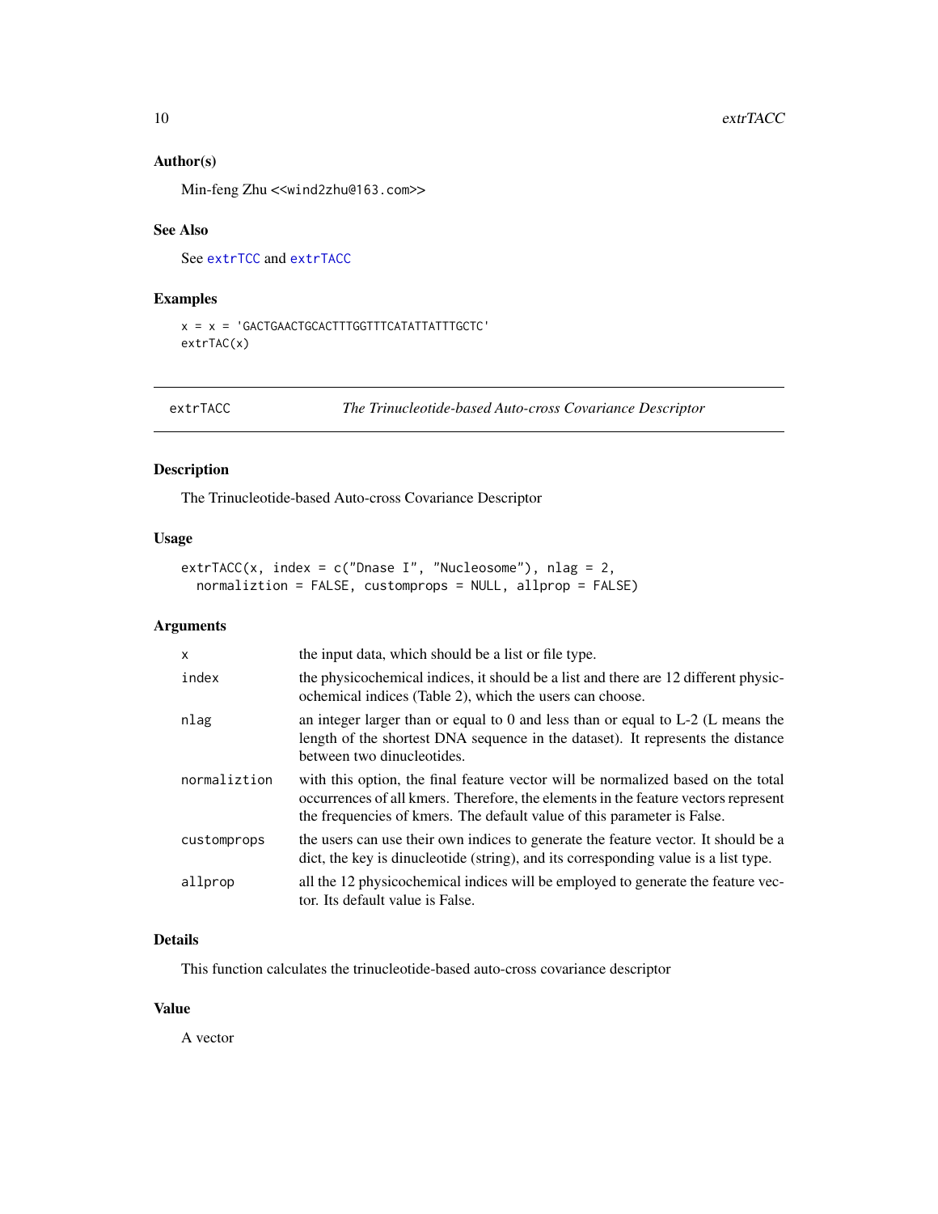### Author(s)

Min-feng Zhu <<wind2zhu@163.com>>

### See Also

See extrTCC and extrTACC

### Examples

```
x = x = 'GACTGAACTGCACTTTGGTTTCATATTATTTGCTC'
extrTAC(x)
```

---

## extrTACC — *The Trinucleotide-based Auto-cross Covariance Descriptor*

---

### Description

The Trinucleotide-based Auto-cross Covariance Descriptor

### Usage

```
extrTACC(x, index = c("Dnase I", "Nucleosome"), nlag = 2,
  normaliztion = FALSE, customprops = NULL, allprop = FALSE)
```

### Arguments

| | |
|---|---|
| x | the input data, which should be a list or file type. |
| index | the physicochemical indices, it should be a list and there are 12 different physicochemical indices (Table 2), which the users can choose. |
| nlag | an integer larger than or equal to 0 and less than or equal to L-2 (L means the length of the shortest DNA sequence in the dataset). It represents the distance between two dinucleotides. |
| normaliztion | with this option, the final feature vector will be normalized based on the total occurrences of all kmers. Therefore, the elements in the feature vectors represent the frequencies of kmers. The default value of this parameter is False. |
| customprops | the users can use their own indices to generate the feature vector. It should be a dict, the key is dinucleotide (string), and its corresponding value is a list type. |
| allprop | all the 12 physicochemical indices will be employed to generate the feature vector. Its default value is False. |

### Details

This function calculates the trinucleotide-based auto-cross covariance descriptor

### Value

A vector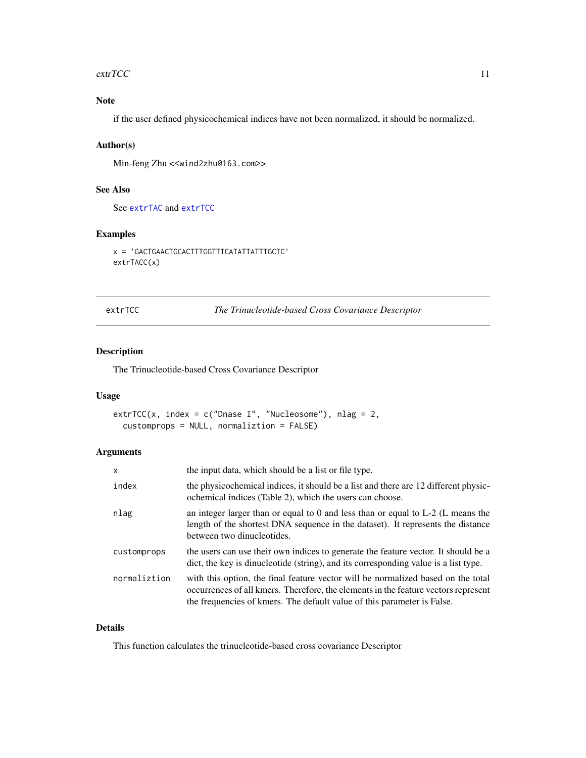## Note

if the user defined physicochemical indices have not been normalized, it should be normalized.

## Author(s)

Min-feng Zhu <<wind2zhu@163.com>>

## See Also

See extrTAC and extrTCC

## Examples

```
x = 'GACTGAACTGCACTTTGGTTTCATATTATTTGCTC'
extrTACC(x)
```

---

# extrTCC *The Trinucleotide-based Cross Covariance Descriptor*

## Description

The Trinucleotide-based Cross Covariance Descriptor

## Usage

```
extrTCC(x, index = c("Dnase I", "Nucleosome"), nlag = 2,
  customprops = NULL, normaliztion = FALSE)
```

## Arguments

| | |
|---|---|
| x | the input data, which should be a list or file type. |
| index | the physicochemical indices, it should be a list and there are 12 different physicochemical indices (Table 2), which the users can choose. |
| nlag | an integer larger than or equal to 0 and less than or equal to L-2 (L means the length of the shortest DNA sequence in the dataset). It represents the distance between two dinucleotides. |
| customprops | the users can use their own indices to generate the feature vector. It should be a dict, the key is dinucleotide (string), and its corresponding value is a list type. |
| normaliztion | with this option, the final feature vector will be normalized based on the total occurrences of all kmers. Therefore, the elements in the feature vectors represent the frequencies of kmers. The default value of this parameter is False. |

## Details

This function calculates the trinucleotide-based cross covariance Descriptor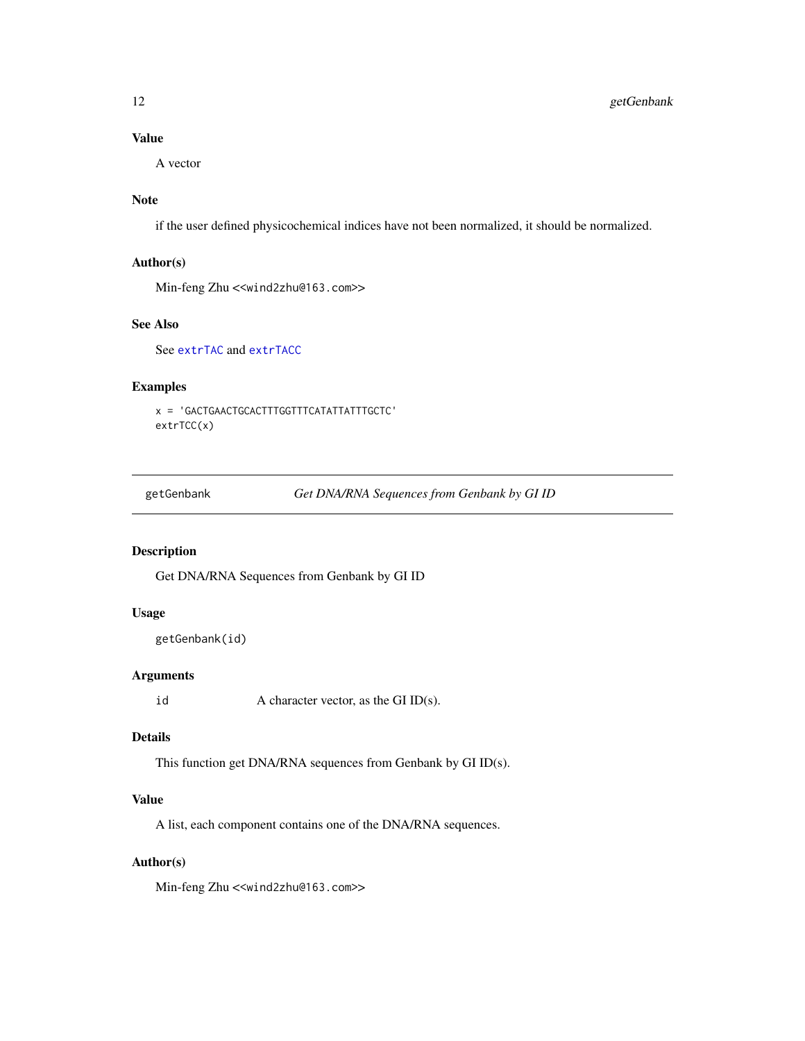### Value

A vector

### Note

if the user defined physicochemical indices have not been normalized, it should be normalized.

### Author(s)

Min-feng Zhu <<wind2zhu@163.com>>

### See Also

See extrTAC and extrTACC

### Examples

```
x = 'GACTGAACTGCACTTTGGTTTCATATTATTTGCTC'
extrTCC(x)
```

---

## getGenbank — *Get DNA/RNA Sequences from Genbank by GI ID*

---

### Description

Get DNA/RNA Sequences from Genbank by GI ID

### Usage

```
getGenbank(id)
```

### Arguments

| | |
|---|---|
| id | A character vector, as the GI ID(s). |

### Details

This function get DNA/RNA sequences from Genbank by GI ID(s).

### Value

A list, each component contains one of the DNA/RNA sequences.

### Author(s)

Min-feng Zhu <<wind2zhu@163.com>>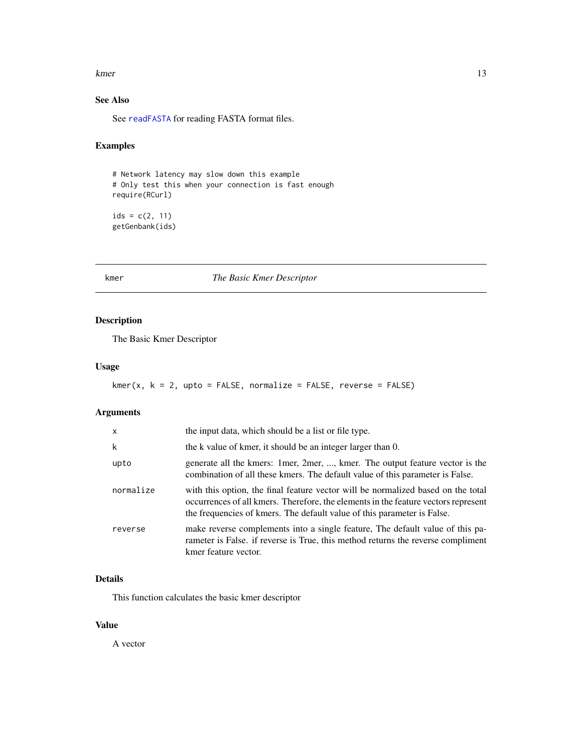### See Also

See readFASTA for reading FASTA format files.

### Examples

```
# Network latency may slow down this example
# Only test this when your connection is fast enough
require(RCurl)

ids = c(2, 11)
getGenbank(ids)
```

---

## kmer *The Basic Kmer Descriptor*

---

### Description

The Basic Kmer Descriptor

### Usage

```
kmer(x, k = 2, upto = FALSE, normalize = FALSE, reverse = FALSE)
```

### Arguments

| | |
|---|---|
| x | the input data, which should be a list or file type. |
| k | the k value of kmer, it should be an integer larger than 0. |
| upto | generate all the kmers: 1mer, 2mer, ..., kmer. The output feature vector is the combination of all these kmers. The default value of this parameter is False. |
| normalize | with this option, the final feature vector will be normalized based on the total occurrences of all kmers. Therefore, the elements in the feature vectors represent the frequencies of kmers. The default value of this parameter is False. |
| reverse | make reverse complements into a single feature, The default value of this parameter is False. if reverse is True, this method returns the reverse compliment kmer feature vector. |

### Details

This function calculates the basic kmer descriptor

### Value

A vector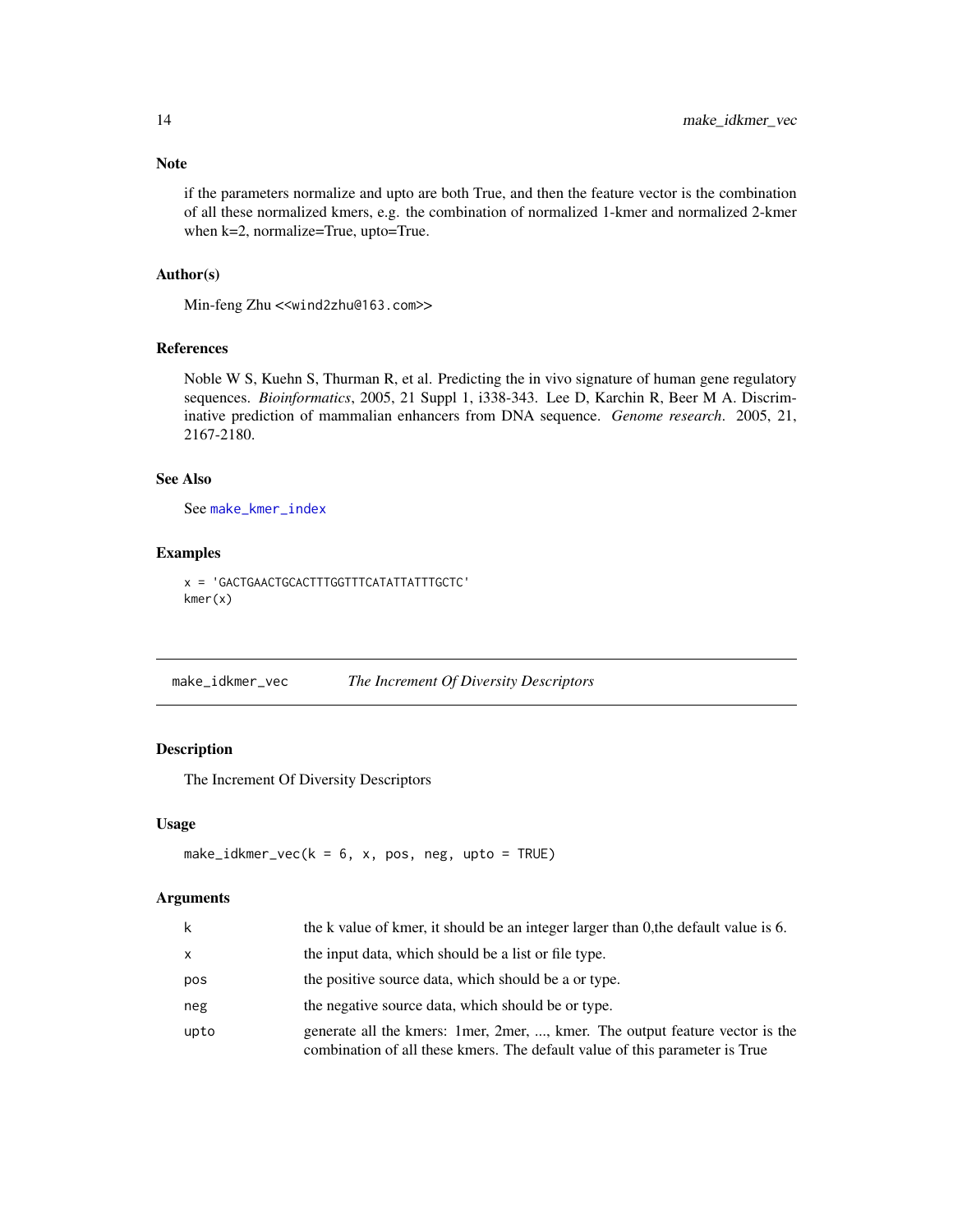### Note

if the parameters normalize and upto are both True, and then the feature vector is the combination of all these normalized kmers, e.g. the combination of normalized 1-kmer and normalized 2-kmer when k=2, normalize=True, upto=True.

### Author(s)

Min-feng Zhu <<wind2zhu@163.com>>

### References

Noble W S, Kuehn S, Thurman R, et al. Predicting the in vivo signature of human gene regulatory sequences. *Bioinformatics*, 2005, 21 Suppl 1, i338-343. Lee D, Karchin R, Beer M A. Discriminative prediction of mammalian enhancers from DNA sequence. *Genome research*. 2005, 21, 2167-2180.

### See Also

See make_kmer_index

### Examples

```
x = 'GACTGAACTGCACTTTGGTTTCATATTATTTGCTC'
kmer(x)
```

---

## make_idkmer_vec &nbsp;&nbsp;&nbsp; *The Increment Of Diversity Descriptors*

---

### Description

The Increment Of Diversity Descriptors

### Usage

```
make_idkmer_vec(k = 6, x, pos, neg, upto = TRUE)
```

### Arguments

| | |
|---|---|
| k | the k value of kmer, it should be an integer larger than 0,the default value is 6. |
| x | the input data, which should be a list or file type. |
| pos | the positive source data, which should be a or type. |
| neg | the negative source data, which should be or type. |
| upto | generate all the kmers: 1mer, 2mer, ..., kmer. The output feature vector is the combination of all these kmers. The default value of this parameter is True |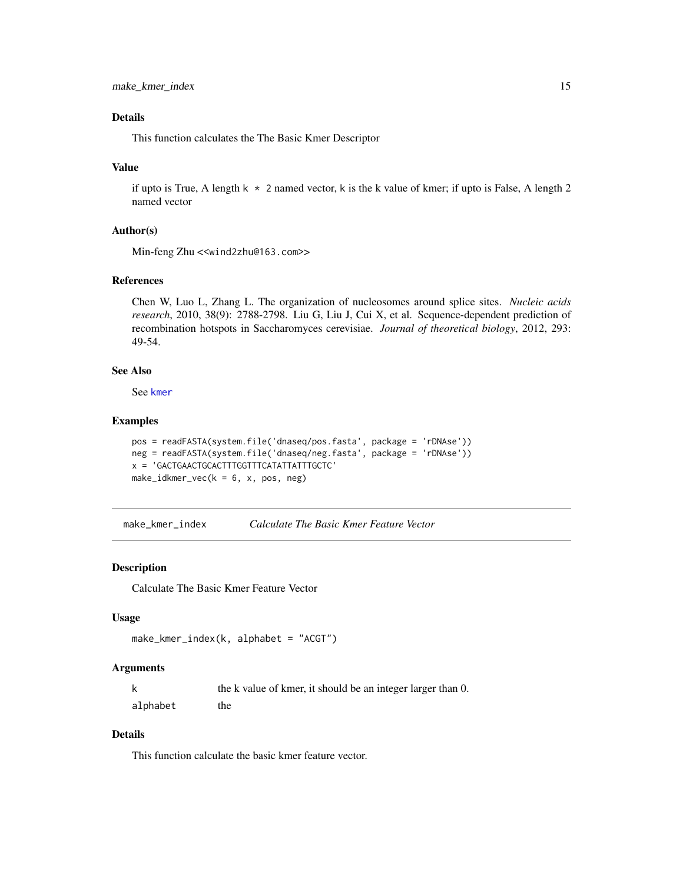### Details

This function calculates the The Basic Kmer Descriptor

### Value

if upto is True, A length `k * 2` named vector, k is the k value of kmer; if upto is False, A length 2 named vector

### Author(s)

Min-feng Zhu <<wind2zhu@163.com>>

### References

Chen W, Luo L, Zhang L. The organization of nucleosomes around splice sites. *Nucleic acids research*, 2010, 38(9): 2788-2798. Liu G, Liu J, Cui X, et al. Sequence-dependent prediction of recombination hotspots in Saccharomyces cerevisiae. *Journal of theoretical biology*, 2012, 293: 49-54.

### See Also

See `kmer`

### Examples

```
pos = readFASTA(system.file('dnaseq/pos.fasta', package = 'rDNAse'))
neg = readFASTA(system.file('dnaseq/neg.fasta', package = 'rDNAse'))
x = 'GACTGAACTGCACTTTGGTTTCATATTATTTGCTC'
make_idkmer_vec(k = 6, x, pos, neg)
```

---

## make_kmer_index — *Calculate The Basic Kmer Feature Vector*

### Description

Calculate The Basic Kmer Feature Vector

### Usage

```
make_kmer_index(k, alphabet = "ACGT")
```

### Arguments

| | |
|---|---|
| k | the k value of kmer, it should be an integer larger than 0. |
| alphabet | the |

### Details

This function calculate the basic kmer feature vector.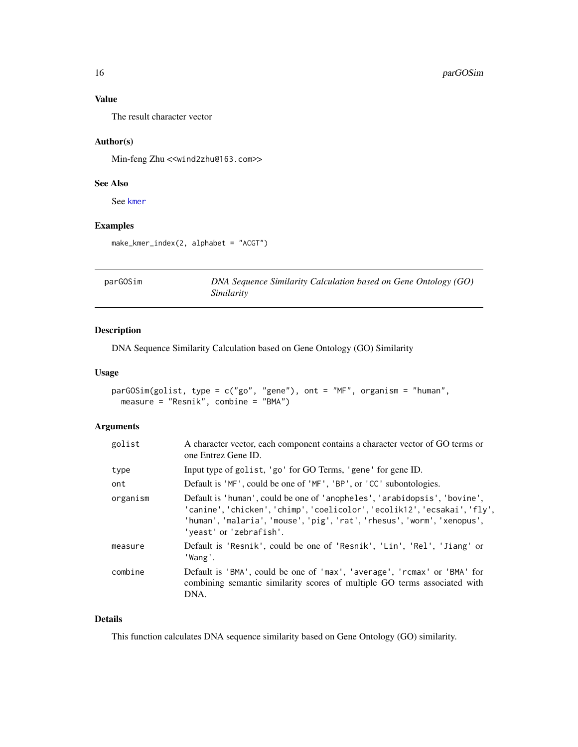## Value

The result character vector

## Author(s)

Min-feng Zhu <<wind2zhu@163.com>>

## See Also

See kmer

## Examples

```
make_kmer_index(2, alphabet = "ACGT")
```

---

# parGOSim — *DNA Sequence Similarity Calculation based on Gene Ontology (GO) Similarity*

## Description

DNA Sequence Similarity Calculation based on Gene Ontology (GO) Similarity

## Usage

```
parGOSim(golist, type = c("go", "gene"), ont = "MF", organism = "human",
  measure = "Resnik", combine = "BMA")
```

## Arguments

| | |
|---|---|
| golist | A character vector, each component contains a character vector of GO terms or one Entrez Gene ID. |
| type | Input type of golist, 'go' for GO Terms, 'gene' for gene ID. |
| ont | Default is 'MF', could be one of 'MF', 'BP', or 'CC' subontologies. |
| organism | Default is 'human', could be one of 'anopheles', 'arabidopsis', 'bovine', 'canine', 'chicken', 'chimp', 'coelicolor', 'ecolik12', 'ecsakai', 'fly', 'human', 'malaria', 'mouse', 'pig', 'rat', 'rhesus', 'worm', 'xenopus', 'yeast' or 'zebrafish'. |
| measure | Default is 'Resnik', could be one of 'Resnik', 'Lin', 'Rel', 'Jiang' or 'Wang'. |
| combine | Default is 'BMA', could be one of 'max', 'average', 'rcmax' or 'BMA' for combining semantic similarity scores of multiple GO terms associated with DNA. |

## Details

This function calculates DNA sequence similarity based on Gene Ontology (GO) similarity.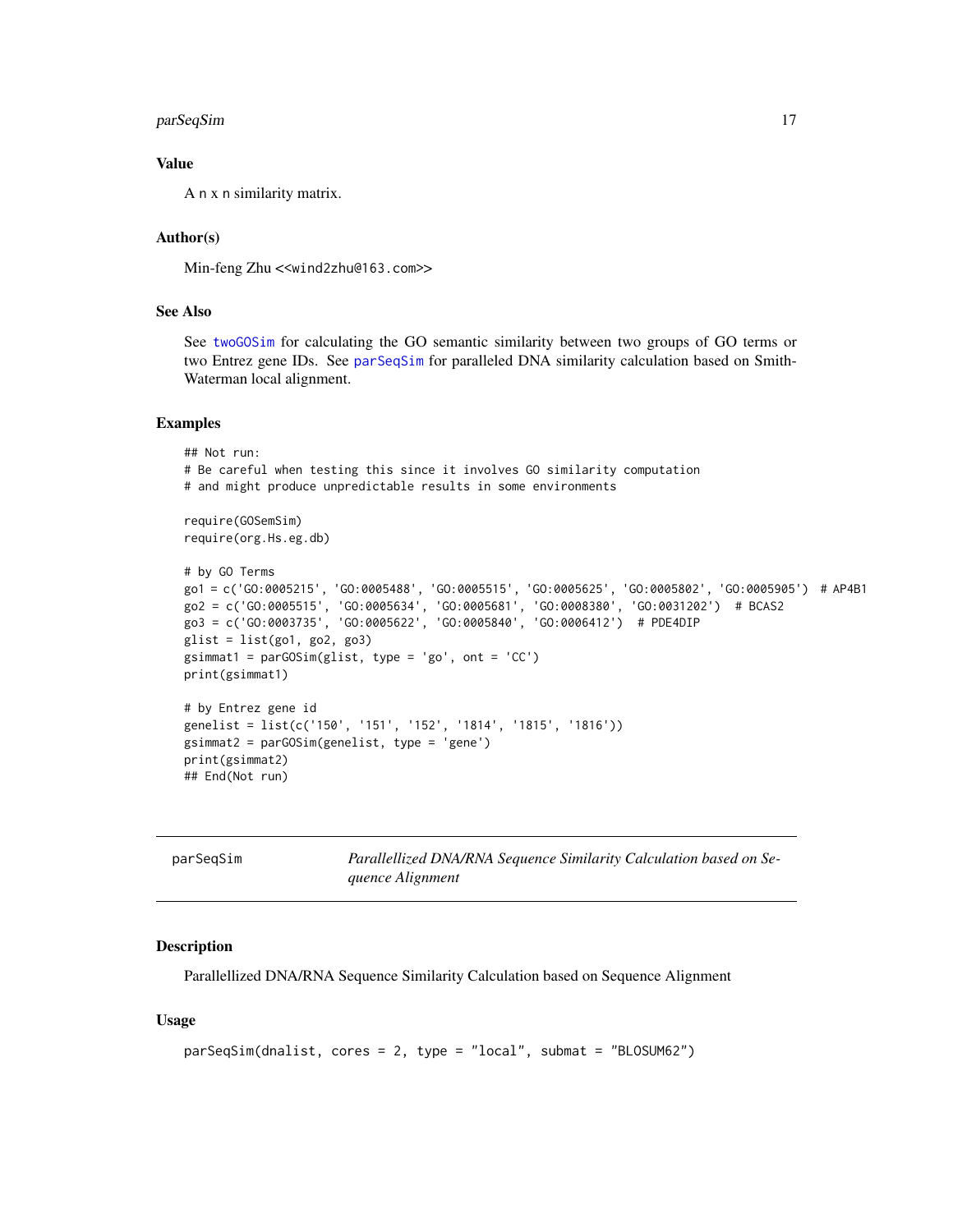## Value

A n x n similarity matrix.

## Author(s)

Min-feng Zhu <<wind2zhu@163.com>>

## See Also

See twoGOSim for calculating the GO semantic similarity between two groups of GO terms or two Entrez gene IDs. See parSeqSim for paralleled DNA similarity calculation based on Smith-Waterman local alignment.

## Examples

```
## Not run:
# Be careful when testing this since it involves GO similarity computation
# and might produce unpredictable results in some environments

require(GOSemSim)
require(org.Hs.eg.db)

# by GO Terms
go1 = c('GO:0005215', 'GO:0005488', 'GO:0005515', 'GO:0005625', 'GO:0005802', 'GO:0005905')  # AP4B1
go2 = c('GO:0005515', 'GO:0005634', 'GO:0005681', 'GO:0008380', 'GO:0031202')  # BCAS2
go3 = c('GO:0003735', 'GO:0005622', 'GO:0005840', 'GO:0006412')  # PDE4DIP
glist = list(go1, go2, go3)
gsimmat1 = parGOSim(glist, type = 'go', ont = 'CC')
print(gsimmat1)

# by Entrez gene id
genelist = list(c('150', '151', '152', '1814', '1815', '1816'))
gsimmat2 = parGOSim(genelist, type = 'gene')
print(gsimmat2)
## End(Not run)
```

---

# parSeqSim — *Parallellized DNA/RNA Sequence Similarity Calculation based on Sequence Alignment*

## Description

Parallellized DNA/RNA Sequence Similarity Calculation based on Sequence Alignment

## Usage

```
parSeqSim(dnalist, cores = 2, type = "local", submat = "BLOSUM62")
```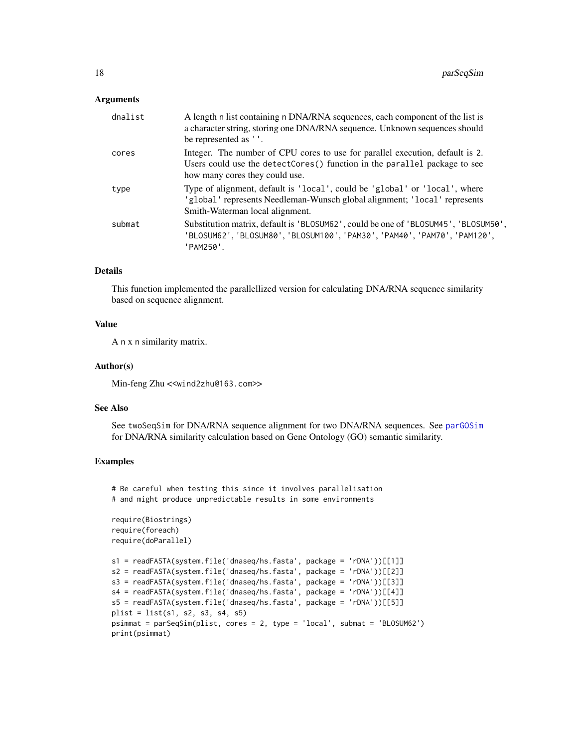### Arguments

| | |
|---|---|
| `dnalist` | A length n list containing n DNA/RNA sequences, each component of the list is a character string, storing one DNA/RNA sequence. Unknown sequences should be represented as `''`. |
| `cores` | Integer. The number of CPU cores to use for parallel execution, default is 2. Users could use the `detectCores()` function in the `parallel` package to see how many cores they could use. |
| `type` | Type of alignment, default is `'local'`, could be `'global'` or `'local'`, where `'global'` represents Needleman-Wunsch global alignment; `'local'` represents Smith-Waterman local alignment. |
| `submat` | Substitution matrix, default is `'BLOSUM62'`, could be one of `'BLOSUM45'`, `'BLOSUM50'`, `'BLOSUM62'`, `'BLOSUM80'`, `'BLOSUM100'`, `'PAM30'`, `'PAM40'`, `'PAM70'`, `'PAM120'`, `'PAM250'`. |

### Details

This function implemented the parallellized version for calculating DNA/RNA sequence similarity based on sequence alignment.

### Value

A n x n similarity matrix.

### Author(s)

Min-feng Zhu <<wind2zhu@163.com>>

### See Also

See `twoSeqSim` for DNA/RNA sequence alignment for two DNA/RNA sequences. See `parGOSim` for DNA/RNA similarity calculation based on Gene Ontology (GO) semantic similarity.

### Examples

```
# Be careful when testing this since it involves parallelisation
# and might produce unpredictable results in some environments

require(Biostrings)
require(foreach)
require(doParallel)

s1 = readFASTA(system.file('dnaseq/hs.fasta', package = 'rDNA'))[[1]]
s2 = readFASTA(system.file('dnaseq/hs.fasta', package = 'rDNA'))[[2]]
s3 = readFASTA(system.file('dnaseq/hs.fasta', package = 'rDNA'))[[3]]
s4 = readFASTA(system.file('dnaseq/hs.fasta', package = 'rDNA'))[[4]]
s5 = readFASTA(system.file('dnaseq/hs.fasta', package = 'rDNA'))[[5]]
plist = list(s1, s2, s3, s4, s5)
psimmat = parSeqSim(plist, cores = 2, type = 'local', submat = 'BLOSUM62')
print(psimmat)
```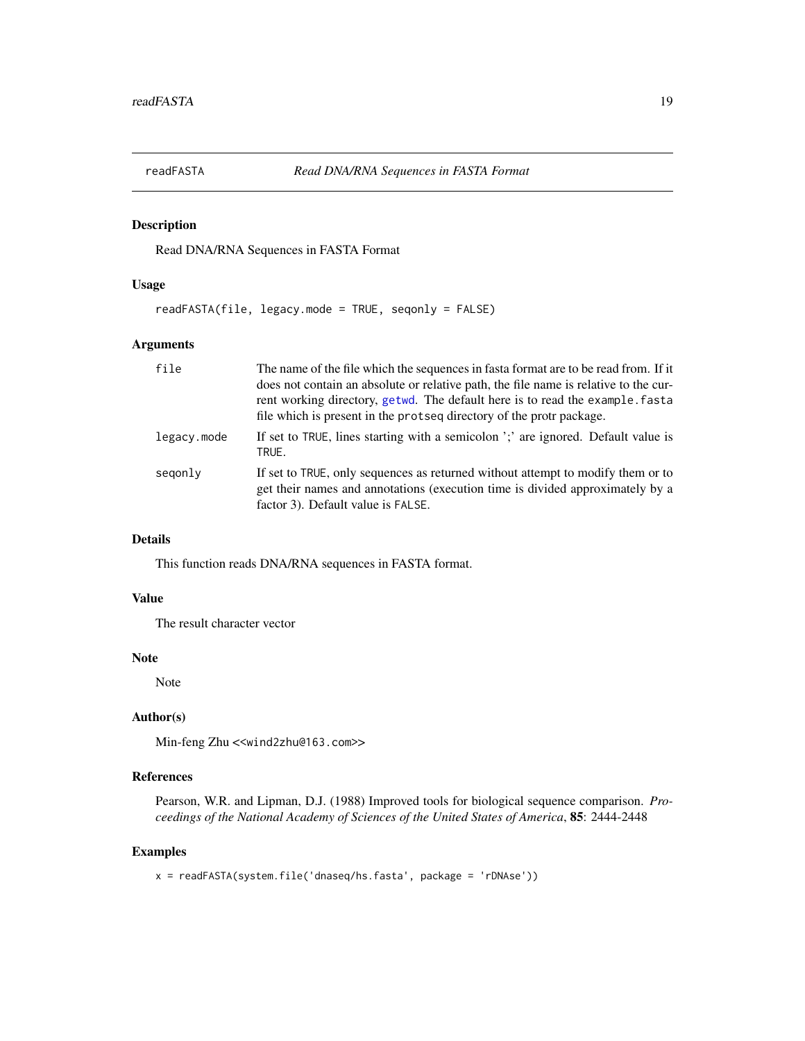# readFASTA — *Read DNA/RNA Sequences in FASTA Format*

## Description

Read DNA/RNA Sequences in FASTA Format

## Usage

```
readFASTA(file, legacy.mode = TRUE, seqonly = FALSE)
```

## Arguments

| | |
|---|---|
| `file` | The name of the file which the sequences in fasta format are to be read from. If it does not contain an absolute or relative path, the file name is relative to the current working directory, `getwd`. The default here is to read the `example.fasta` file which is present in the `protseq` directory of the protr package. |
| `legacy.mode` | If set to `TRUE`, lines starting with a semicolon ';' are ignored. Default value is `TRUE`. |
| `seqonly` | If set to `TRUE`, only sequences as returned without attempt to modify them or to get their names and annotations (execution time is divided approximately by a factor 3). Default value is `FALSE`. |

## Details

This function reads DNA/RNA sequences in FASTA format.

## Value

The result character vector

## Note

Note

## Author(s)

Min-feng Zhu <<wind2zhu@163.com>>

## References

Pearson, W.R. and Lipman, D.J. (1988) Improved tools for biological sequence comparison. *Proceedings of the National Academy of Sciences of the United States of America*, **85**: 2444-2448

## Examples

```
x = readFASTA(system.file('dnaseq/hs.fasta', package = 'rDNAse'))
```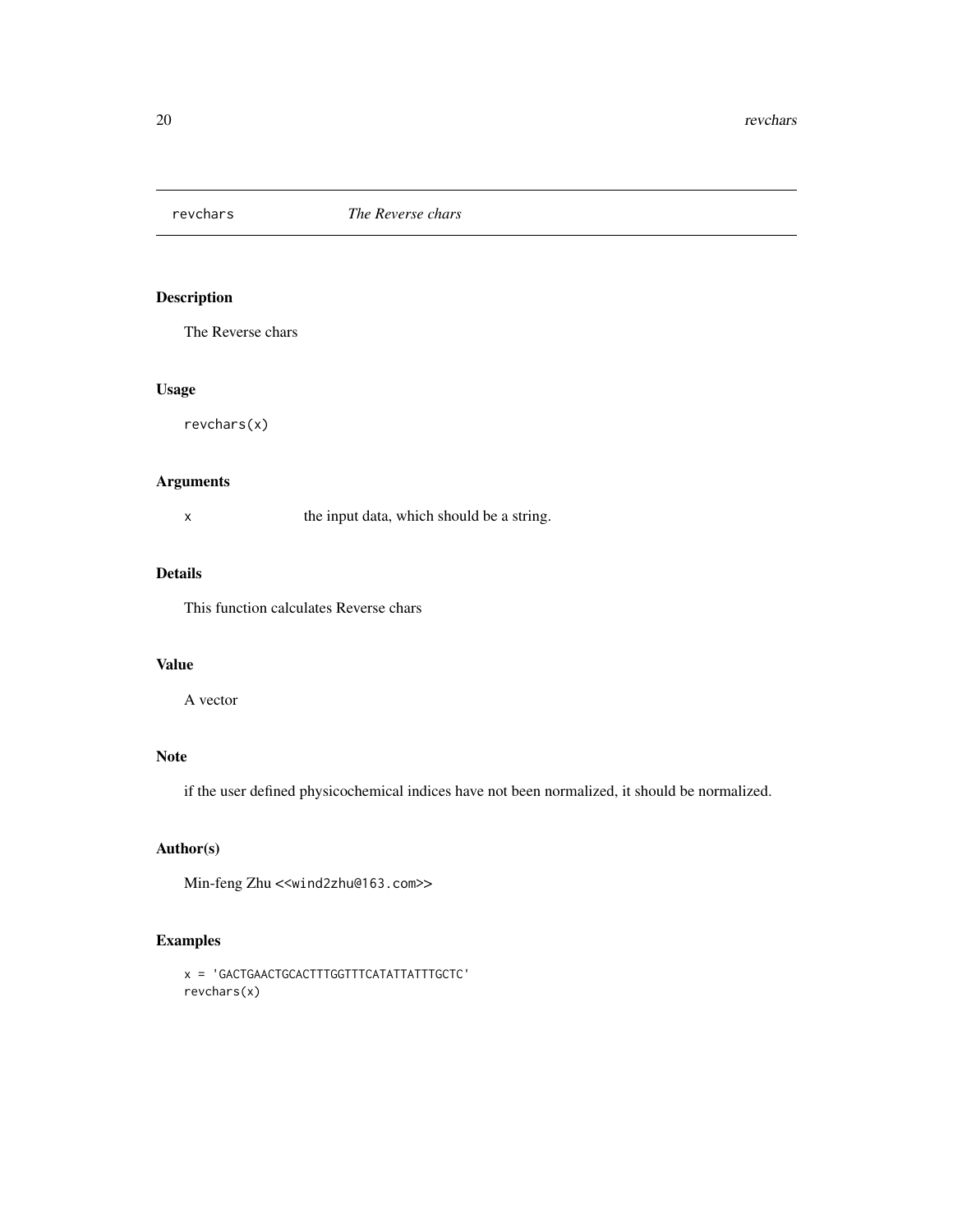## revchars *The Reverse chars*

### Description

The Reverse chars

### Usage

```
revchars(x)
```

### Arguments

`x` the input data, which should be a string.

### Details

This function calculates Reverse chars

### Value

A vector

### Note

if the user defined physicochemical indices have not been normalized, it should be normalized.

### Author(s)

Min-feng Zhu <<wind2zhu@163.com>>

### Examples

```
x = 'GACTGAACTGCACTTTGGTTTCATATTATTTGCTC'
revchars(x)
```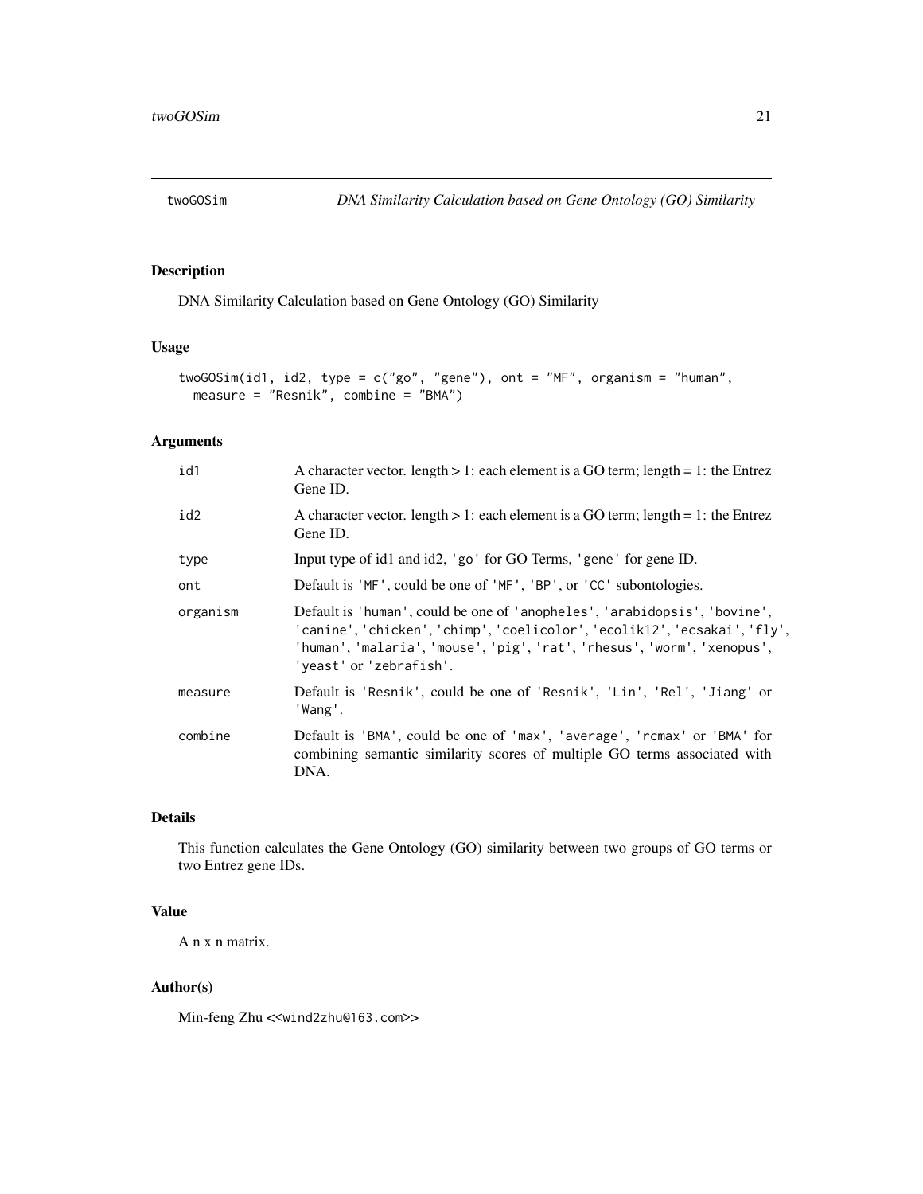# twoGOSim — DNA Similarity Calculation based on Gene Ontology (GO) Similarity

## Description

DNA Similarity Calculation based on Gene Ontology (GO) Similarity

## Usage

```
twoGOSim(id1, id2, type = c("go", "gene"), ont = "MF", organism = "human",
  measure = "Resnik", combine = "BMA")
```

## Arguments

| | |
|---|---|
| id1 | A character vector. length > 1: each element is a GO term; length = 1: the Entrez Gene ID. |
| id2 | A character vector. length > 1: each element is a GO term; length = 1: the Entrez Gene ID. |
| type | Input type of id1 and id2, 'go' for GO Terms, 'gene' for gene ID. |
| ont | Default is 'MF', could be one of 'MF', 'BP', or 'CC' subontologies. |
| organism | Default is 'human', could be one of 'anopheles', 'arabidopsis', 'bovine', 'canine', 'chicken', 'chimp', 'coelicolor', 'ecolik12', 'ecsakai', 'fly', 'human', 'malaria', 'mouse', 'pig', 'rat', 'rhesus', 'worm', 'xenopus', 'yeast' or 'zebrafish'. |
| measure | Default is 'Resnik', could be one of 'Resnik', 'Lin', 'Rel', 'Jiang' or 'Wang'. |
| combine | Default is 'BMA', could be one of 'max', 'average', 'rcmax' or 'BMA' for combining semantic similarity scores of multiple GO terms associated with DNA. |

## Details

This function calculates the Gene Ontology (GO) similarity between two groups of GO terms or two Entrez gene IDs.

## Value

A n x n matrix.

## Author(s)

Min-feng Zhu <<wind2zhu@163.com>>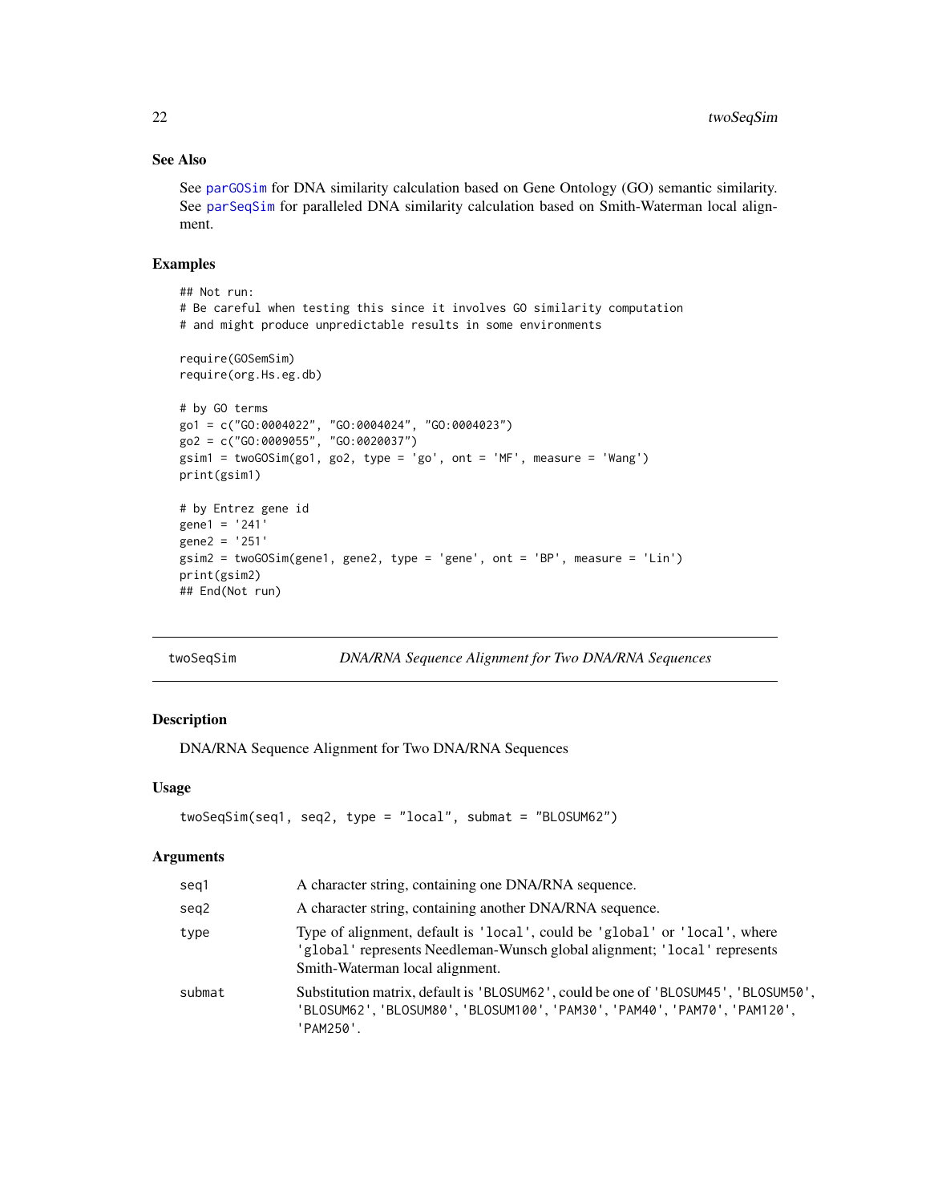## See Also

See parGOSim for DNA similarity calculation based on Gene Ontology (GO) semantic similarity. See parSeqSim for paralleled DNA similarity calculation based on Smith-Waterman local alignment.

## Examples

```
## Not run:
# Be careful when testing this since it involves GO similarity computation
# and might produce unpredictable results in some environments

require(GOSemSim)
require(org.Hs.eg.db)

# by GO terms
go1 = c("GO:0004022", "GO:0004024", "GO:0004023")
go2 = c("GO:0009055", "GO:0020037")
gsim1 = twoGOSim(go1, go2, type = 'go', ont = 'MF', measure = 'Wang')
print(gsim1)

# by Entrez gene id
gene1 = '241'
gene2 = '251'
gsim2 = twoGOSim(gene1, gene2, type = 'gene', ont = 'BP', measure = 'Lin')
print(gsim2)
## End(Not run)
```

---

# twoSeqSim — *DNA/RNA Sequence Alignment for Two DNA/RNA Sequences*

## Description

DNA/RNA Sequence Alignment for Two DNA/RNA Sequences

## Usage

```
twoSeqSim(seq1, seq2, type = "local", submat = "BLOSUM62")
```

## Arguments

| | |
|---|---|
| seq1 | A character string, containing one DNA/RNA sequence. |
| seq2 | A character string, containing another DNA/RNA sequence. |
| type | Type of alignment, default is 'local', could be 'global' or 'local', where 'global' represents Needleman-Wunsch global alignment; 'local' represents Smith-Waterman local alignment. |
| submat | Substitution matrix, default is 'BLOSUM62', could be one of 'BLOSUM45', 'BLOSUM50', 'BLOSUM62', 'BLOSUM80', 'BLOSUM100', 'PAM30', 'PAM40', 'PAM70', 'PAM120', 'PAM250'. |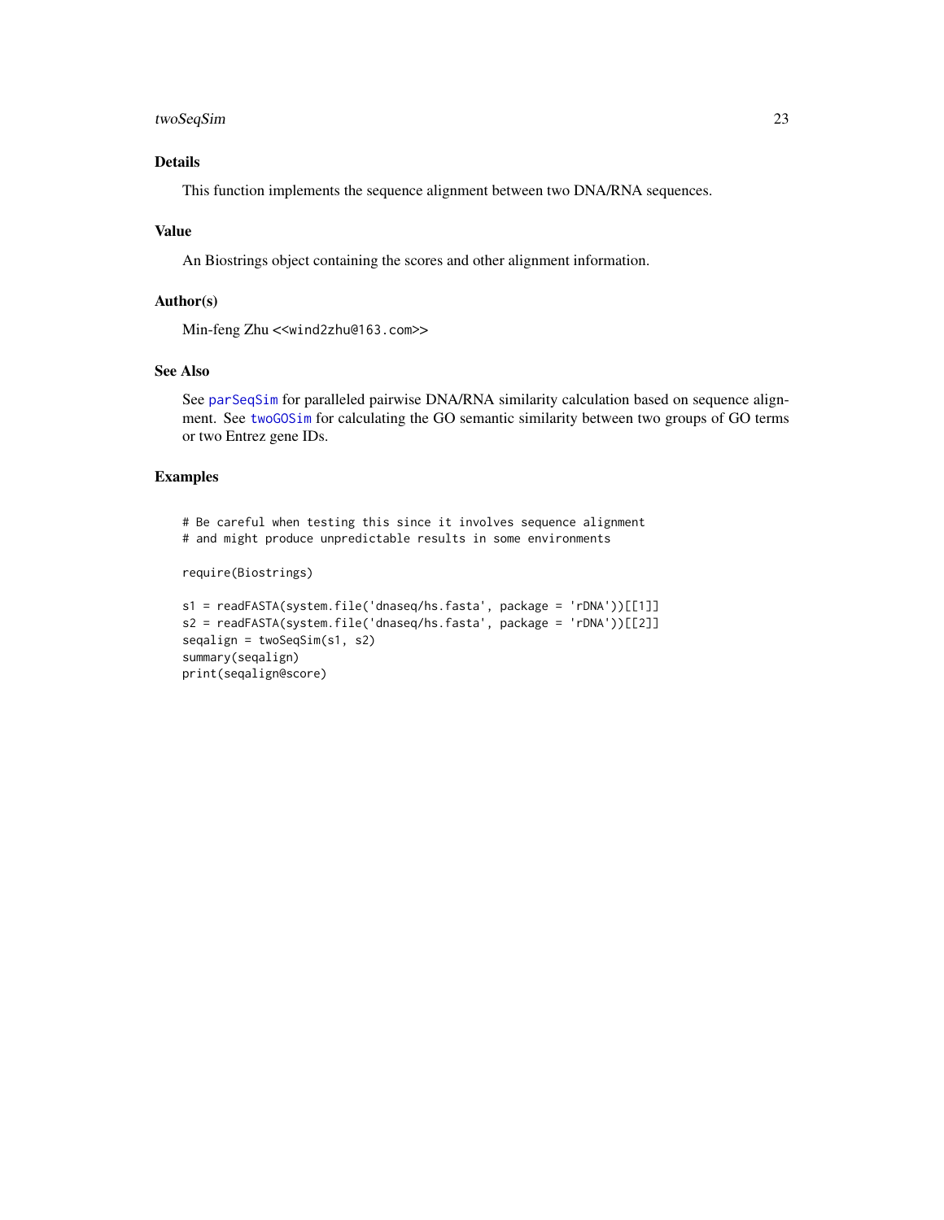### Details

This function implements the sequence alignment between two DNA/RNA sequences.

### Value

An Biostrings object containing the scores and other alignment information.

### Author(s)

Min-feng Zhu <<wind2zhu@163.com>>

### See Also

See parSeqSim for paralleled pairwise DNA/RNA similarity calculation based on sequence alignment. See twoGOSim for calculating the GO semantic similarity between two groups of GO terms or two Entrez gene IDs.

### Examples

```
# Be careful when testing this since it involves sequence alignment
# and might produce unpredictable results in some environments

require(Biostrings)

s1 = readFASTA(system.file('dnaseq/hs.fasta', package = 'rDNA'))[[1]]
s2 = readFASTA(system.file('dnaseq/hs.fasta', package = 'rDNA'))[[2]]
seqalign = twoSeqSim(s1, s2)
summary(seqalign)
print(seqalign@score)
```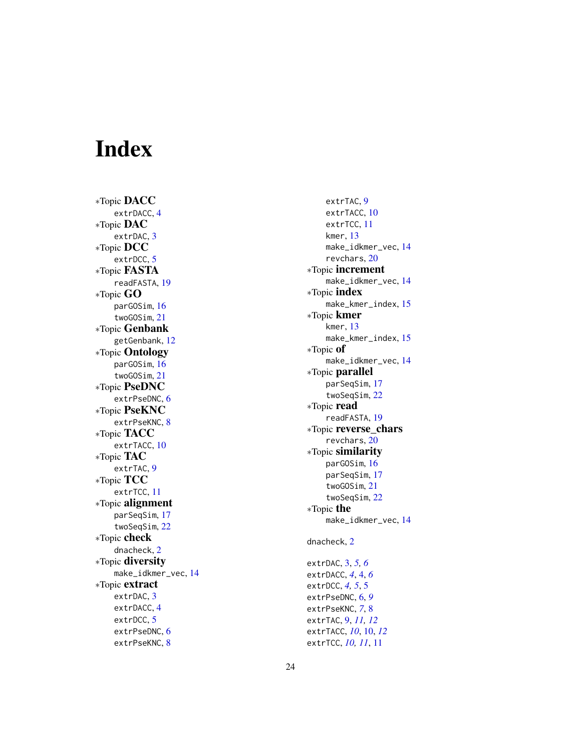# Index

∗Topic **DACC**
  extrDACC, 4
∗Topic **DAC**
  extrDAC, 3
∗Topic **DCC**
  extrDCC, 5
∗Topic **FASTA**
  readFASTA, 19
∗Topic **GO**
  parGOSim, 16
  twoGOSim, 21
∗Topic **Genbank**
  getGenbank, 12
∗Topic **Ontology**
  parGOSim, 16
  twoGOSim, 21
∗Topic **PseDNC**
  extrPseDNC, 6
∗Topic **PseKNC**
  extrPseKNC, 8
∗Topic **TACC**
  extrTACC, 10
∗Topic **TAC**
  extrTAC, 9
∗Topic **TCC**
  extrTCC, 11
∗Topic **alignment**
  parSeqSim, 17
  twoSeqSim, 22
∗Topic **check**
  dnacheck, 2
∗Topic **diversity**
  make_idkmer_vec, 14
∗Topic **extract**
  extrDAC, 3
  extrDACC, 4
  extrDCC, 5
  extrPseDNC, 6
  extrPseKNC, 8
  extrTAC, 9
  extrTACC, 10
  extrTCC, 11
  kmer, 13
  make_idkmer_vec, 14
  revchars, 20
∗Topic **increment**
  make_idkmer_vec, 14
∗Topic **index**
  make_kmer_index, 15
∗Topic **kmer**
  kmer, 13
  make_kmer_index, 15
∗Topic **of**
  make_idkmer_vec, 14
∗Topic **parallel**
  parSeqSim, 17
  twoSeqSim, 22
∗Topic **read**
  readFASTA, 19
∗Topic **reverse_chars**
  revchars, 20
∗Topic **similarity**
  parGOSim, 16
  parSeqSim, 17
  twoGOSim, 21
  twoSeqSim, 22
∗Topic **the**
  make_idkmer_vec, 14

dnacheck, 2

extrDAC, 3, *5*, *6*
extrDACC, *4*, 4, *6*
extrDCC, *4*, *5*, 5
extrPseDNC, 6, *9*
extrPseKNC, *7*, 8
extrTAC, 9, *11*, *12*
extrTACC, *10*, 10, *12*
extrTCC, *10*, *11*, 11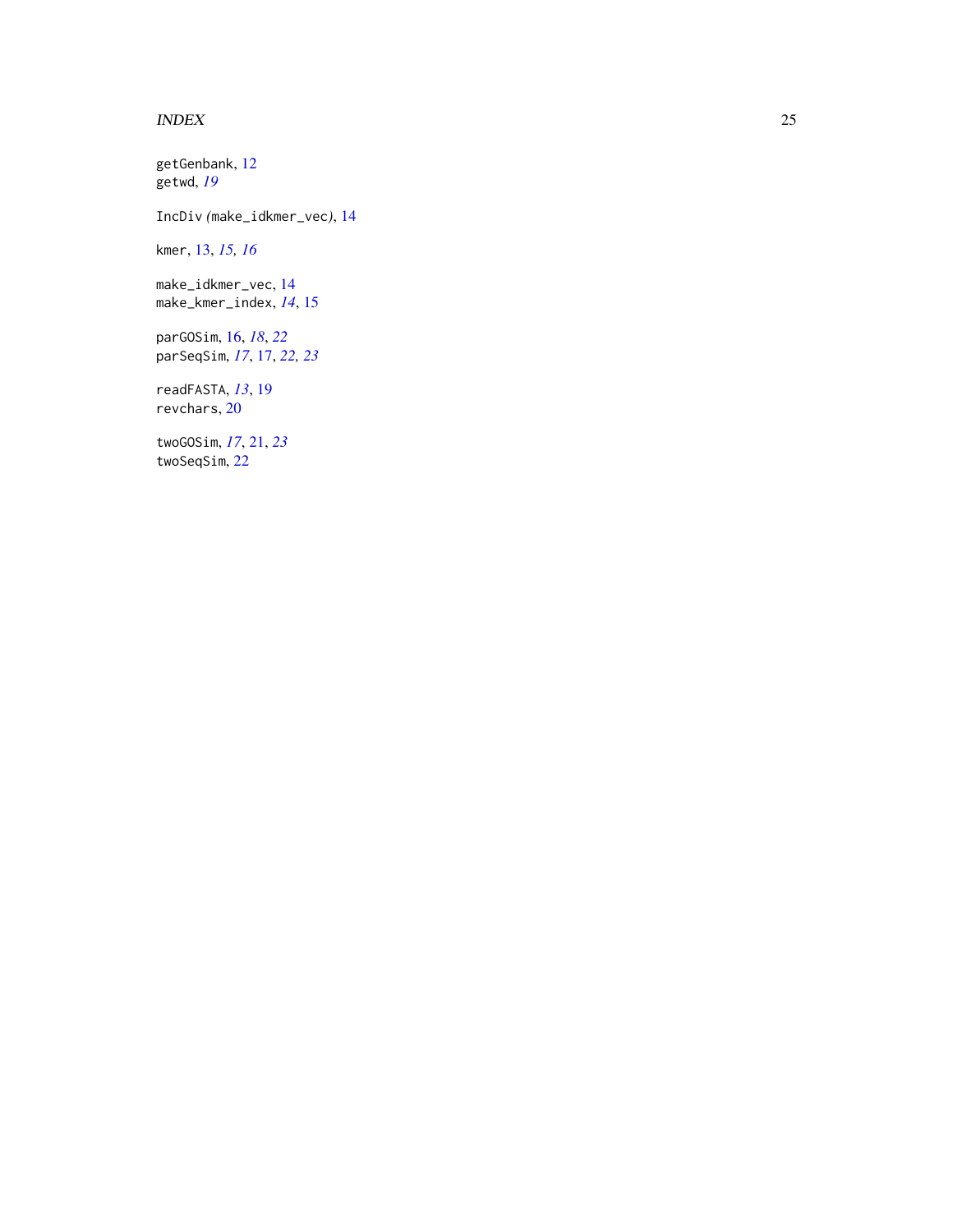getGenbank, 12
getwd, *19*

IncDiv *(*make_idkmer_vec*)*, 14

kmer, 13, *15, 16*

make_idkmer_vec, 14
make_kmer_index, *14*, 15

parGOSim, 16, *18*, *22*
parSeqSim, *17*, 17, *22, 23*

readFASTA, *13*, 19
revchars, 20

twoGOSim, *17*, 21, *23*
twoSeqSim, 22